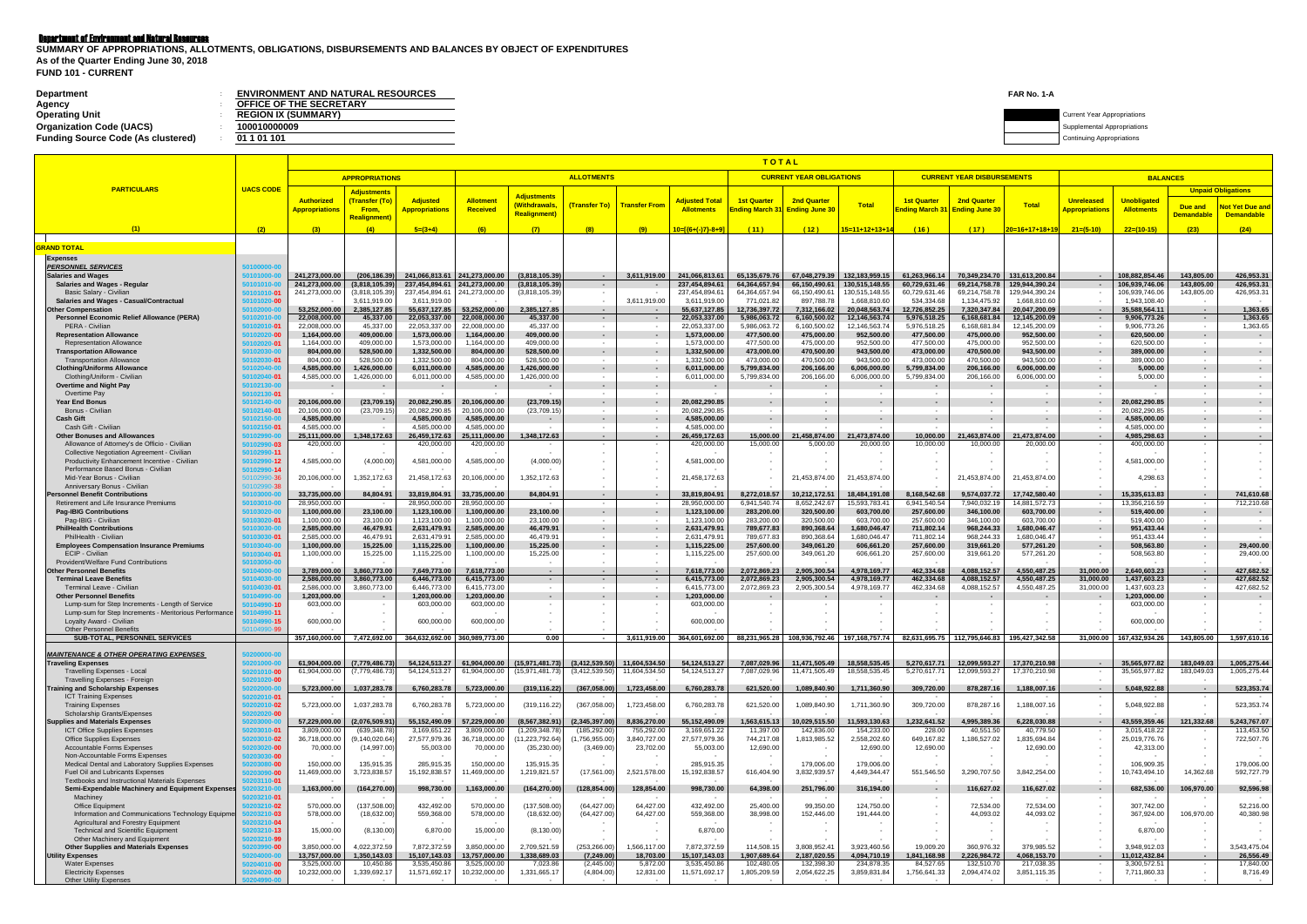Department of Environment and Natural Resources

**SUMMARY OF APPROPRIATIONS, ALLOTMENTS, OBLIGATIONS, DISBURSEMENTS AND BALANCES BY OBJECT OF EXPENDITURES**
**As of the Quarter Ending June 30, 2018**
**FUND 101 - CURRENT**

FAR No. 1-A

| | | |
|---|---|---|
| Department | : | ENVIRONMENT AND NATURAL RESOURCES |
| Agency | : | OFFICE OF THE SECRETARY |
| Operating Unit | : | REGION IX (SUMMARY) |
| Organization Code (UACS) | : | 100010000009 |
| Funding Source Code (As clustered) | : | 01 1 01 101 |

Current Year Appropriations
Supplemental Appropriations
Continuing Appropriations

| PARTICULARS | UACS CODE | APPROPRIATIONS | | | ALLOTMENTS | | | | | CURRENT YEAR OBLIGATIONS | | | CURRENT YEAR DISBURSEMENTS | | | BALANCES | | | |
|---|---|---|---|---|---|---|---|---|---|---|---|---|---|---|---|---|---|---|---|
| | | Authorized Appropriations | Adjustments (Transfer (To) From, Realignment) | Adjusted Appropriations | Allotment Received | Adjustments (Withdrawals, Realignment) | (Transfer To) | Transfer From | Adjusted Total Allotments | 1st Quarter Ending March 31 | 2nd Quarter Ending June 30 | Total | 1st Quarter Ending March 31 | 2nd Quarter Ending June 30 | Total | Unreleased Appropriations | Unobligated Allotments | Unpaid Obligations: Due and Demandable | Unpaid Obligations: Not Yet Due and Demandable |
| (1) | (2) | (3) | (4) | 5=(3+4) | (6) | (7) | (8) | (9) | 10=[(6+(-)7)-8+9] | (11) | (12) | 15=11+12+13+14 | (16) | (17) | 20=16+17+18+19 | 21=(5-10) | 22=(10-15) | (23) | (24) |
| **GRAND TOTAL** | | | | | | | | | | | | | | | | | | | |
| **Expenses** | | | | | | | | | | | | | | | | | | | |
| ***PERSONNEL SERVICES*** | 50100000-00 | | | | | | | | | | | | | | | | | | |
| **Salaries and Wages** | 50101000-00 | 241,273,000.00 | (206,186.39) | 241,066,813.61 | 241,273,000.00 | (3,818,105.39) | - | 3,611,919.00 | 241,066,813.61 | 65,135,679.76 | 67,048,279.39 | 132,183,959.15 | 61,263,966.14 | 70,349,234.70 | 131,613,200.84 | - | 108,882,854.46 | 143,805.00 | 426,953.31 |
| Salaries and Wages - Regular | 50101010-00 | 241,273,000.00 | (3,818,105.39) | 237,454,894.61 | 241,273,000.00 | (3,818,105.39) | - | - | 237,454,894.61 | 64,364,657.94 | 66,150,490.61 | 130,515,148.55 | 60,729,631.46 | 69,214,758.78 | 129,944,390.24 | - | 106,939,746.06 | 143,805.00 | 426,953.31 |
| Basic Salary - Civilian | 50101010-01 | 241,273,000.00 | (3,818,105.39) | 237,454,894.61 | 241,273,000.00 | (3,818,105.39) | - | - | 237,454,894.61 | 64,364,657.94 | 66,150,490.61 | 130,515,148.55 | 60,729,631.46 | 69,214,758.78 | 129,944,390.24 | - | 106,939,746.06 | 143,805.00 | 426,953.31 |
| Salaries and Wages - Casual/Contractual | 50101020-00 | - | 3,611,919.00 | 3,611,919.00 | - | - | - | 3,611,919.00 | 3,611,919.00 | 771,021.82 | 897,788.78 | 1,668,810.60 | 534,334.68 | 1,134,475.92 | 1,668,810.60 | - | 1,943,108.40 | - | - |
| **Other Compensation** | 50102000-00 | 53,252,000.00 | 2,385,127.85 | 55,637,127.85 | 53,252,000.00 | 2,385,127.85 | - | - | 55,637,127.85 | 12,736,397.72 | 7,312,166.02 | 20,048,563.74 | 12,726,852.25 | 7,320,347.84 | 20,047,200.09 | - | 35,588,564.11 | - | 1,363.65 |
| Personnel Economic Relief Allowance (PERA) | 50102010-00 | 22,008,000.00 | 45,337.00 | 22,053,337.00 | 22,008,000.00 | 45,337.00 | - | - | 22,053,337.00 | 5,986,063.72 | 6,160,500.02 | 12,146,563.74 | 5,976,518.25 | 6,168,681.84 | 12,145,200.09 | - | 9,906,773.26 | - | 1,363.65 |
| PERA - Civilian | 50102010-01 | 22,008,000.00 | 45,337.00 | 22,053,337.00 | 22,008,000.00 | 45,337.00 | - | - | 22,053,337.00 | 5,986,063.72 | 6,160,500.02 | 12,146,563.74 | 5,976,518.25 | 6,168,681.84 | 12,145,200.09 | - | 9,906,773.26 | - | 1,363.65 |
| **Representation Allowance** | 50102020-00 | 1,164,000.00 | 409,000.00 | 1,573,000.00 | 1,164,000.00 | 409,000.00 | - | - | 1,573,000.00 | 477,500.00 | 475,000.00 | 952,500.00 | 477,500.00 | 475,000.00 | 952,500.00 | - | 620,500.00 | - | - |
| Representation Allowance | 50102020-01 | 1,164,000.00 | 409,000.00 | 1,573,000.00 | 1,164,000.00 | 409,000.00 | - | - | 1,573,000.00 | 477,500.00 | 475,000.00 | 952,500.00 | 477,500.00 | 475,000.00 | 952,500.00 | - | 620,500.00 | - | - |
| **Transportation Allowance** | 50102030-00 | 804,000.00 | 528,500.00 | 1,332,500.00 | 804,000.00 | 528,500.00 | - | - | 1,332,500.00 | 473,000.00 | 470,500.00 | 943,500.00 | 473,000.00 | 470,500.00 | 943,500.00 | - | 389,000.00 | - | - |
| Transportation Allowance | 50102030-01 | 804,000.00 | 528,500.00 | 1,332,500.00 | 804,000.00 | 528,500.00 | - | - | 1,332,500.00 | 473,000.00 | 470,500.00 | 943,500.00 | 473,000.00 | 470,500.00 | 943,500.00 | - | 389,000.00 | - | - |
| **Clothing/Uniforms Allowance** | 50102040-00 | 4,585,000.00 | 1,426,000.00 | 6,011,000.00 | 4,585,000.00 | 1,426,000.00 | - | - | 6,011,000.00 | 5,799,834.00 | 206,166.00 | 6,006,000.00 | 5,799,834.00 | 206,166.00 | 6,006,000.00 | - | 5,000.00 | - | - |
| Clothing/Uniform - Civilian | 50102040-01 | 4,585,000.00 | 1,426,000.00 | 6,011,000.00 | 4,585,000.00 | 1,426,000.00 | - | - | 6,011,000.00 | 5,799,834.00 | 206,166.00 | 6,006,000.00 | 5,799,834.00 | 206,166.00 | 6,006,000.00 | - | 5,000.00 | - | - |
| **Overtime and Night Pay** | 50102130-00 | - | - | - | - | - | - | - | - | - | - | - | - | - | - | - | - | - | - |
| Overtime Pay | 50102130-01 | - | - | - | - | - | - | - | - | - | - | - | - | - | - | - | - | - | - |
| **Year End Bonus** | 50102140-00 | 20,106,000.00 | (23,709.15) | 20,082,290.85 | 20,106,000.00 | (23,709.15) | - | - | 20,082,290.85 | - | - | - | - | - | - | - | 20,082,290.85 | - | - |
| Bonus - Civilian | 50102140-01 | 20,106,000.00 | (23,709.15) | 20,082,290.85 | 20,106,000.00 | (23,709.15) | - | - | 20,082,290.85 | - | - | - | - | - | - | - | 20,082,290.85 | - | - |
| **Cash Gift** | 50102150-00 | 4,585,000.00 | - | 4,585,000.00 | 4,585,000.00 | - | - | - | 4,585,000.00 | - | - | - | - | - | - | - | 4,585,000.00 | - | - |
| Cash Gift - Civilian | 50102150-01 | 4,585,000.00 | - | 4,585,000.00 | 4,585,000.00 | - | - | - | 4,585,000.00 | - | - | - | - | - | - | - | 4,585,000.00 | - | - |
| **Other Bonuses and Allowances** | 50102990-00 | 25,111,000.00 | 1,348,172.63 | 26,459,172.63 | 25,111,000.00 | 1,348,172.63 | - | - | 26,459,172.63 | 15,000.00 | 21,458,874.00 | 21,473,874.00 | 10,000.00 | 21,463,874.00 | 21,473,874.00 | - | 4,985,298.63 | - | - |
| Allowance of Attorney's de Officio - Civilian | 50102990-03 | 420,000.00 | - | 420,000.00 | 420,000.00 | - | - | - | 420,000.00 | 15,000.00 | 5,000.00 | 20,000.00 | 10,000.00 | 10,000.00 | 20,000.00 | - | 400,000.00 | - | - |
| Collective Negotiation Agreement - Civilian | 50102990-11 | - | - | - | - | - | - | - | - | - | - | - | - | - | - | - | - | - | - |
| Productivity Enhancement Incentive - Civilian | 50102990-12 | 4,585,000.00 | (4,000.00) | 4,581,000.00 | 4,585,000.00 | (4,000.00) | - | - | 4,581,000.00 | - | - | - | - | - | - | - | 4,581,000.00 | - | - |
| Performance Based Bonus - Civilian | 50102990-14 | - | - | - | - | - | - | - | - | - | - | - | - | - | - | - | - | - | - |
| Mid-Year Bonus - Civilian | 50102990-36 | 20,106,000.00 | 1,352,172.63 | 21,458,172.63 | 20,106,000.00 | 1,352,172.63 | - | - | 21,458,172.63 | - | 21,453,874.00 | 21,453,874.00 | - | 21,453,874.00 | 21,453,874.00 | - | 4,298.63 | - | - |
| Anniversary Bonus - Civilian | 50102990-38 | - | - | - | - | - | - | - | - | - | - | - | - | - | - | - | - | - | - |
| **Personnel Benefit Contributions** | 50103000-00 | 33,735,000.00 | 84,804.91 | 33,819,804.91 | 33,735,000.00 | 84,804.91 | - | - | 33,819,804.91 | 8,272,018.57 | 10,212,172.51 | 18,484,191.08 | 8,168,542.68 | 9,574,037.72 | 17,742,580.40 | - | 15,335,613.83 | - | 741,610.68 |
| Retirement and Life Insurance Premiums | 50103010-00 | 28,950,000.00 | - | 28,950,000.00 | 28,950,000.00 | - | - | - | 28,950,000.00 | 6,941,540.74 | 8,652,242.67 | 15,593,783.41 | 6,941,540.54 | 7,940,032.19 | 14,881,572.73 | - | 13,356,216.59 | - | 712,210.68 |
| **Pag-IBIG Contributions** | 50103020-00 | 1,100,000.00 | 23,100.00 | 1,123,100.00 | 1,100,000.00 | 23,100.00 | - | - | 1,123,100.00 | 283,200.00 | 320,500.00 | 603,700.00 | 257,600.00 | 346,100.00 | 603,700.00 | - | 519,400.00 | - | - |
| Pag-IBIG - Civilian | 50103020-01 | 1,100,000.00 | 23,100.00 | 1,123,100.00 | 1,100,000.00 | 23,100.00 | - | - | 1,123,100.00 | 283,200.00 | 320,500.00 | 603,700.00 | 257,600.00 | 346,100.00 | 603,700.00 | - | 519,400.00 | - | - |
| **PhilHealth Contributions** | 50103030-00 | 2,585,000.00 | 46,479.91 | 2,631,479.91 | 2,585,000.00 | 46,479.91 | - | - | 2,631,479.91 | 789,677.83 | 890,368.64 | 1,680,046.47 | 711,802.14 | 968,244.33 | 1,680,046.47 | - | 951,433.44 | - | - |
| PhilHealth - Civilian | 50103030-01 | 2,585,000.00 | 46,479.91 | 2,631,479.91 | 2,585,000.00 | 46,479.91 | - | - | 2,631,479.91 | 789,677.83 | 890,368.64 | 1,680,046.47 | 711,802.14 | 968,244.33 | 1,680,046.47 | - | 951,433.44 | - | - |
| **Employees Compensation Insurance Premiums** | 50103040-00 | 1,100,000.00 | 15,225.00 | 1,115,225.00 | 1,100,000.00 | 15,225.00 | - | - | 1,115,225.00 | 257,600.00 | 349,061.20 | 606,661.20 | 257,600.00 | 319,661.20 | 577,261.20 | - | 508,563.80 | - | 29,400.00 |
| ECIP - Civilian | 50103040-01 | 1,100,000.00 | 15,225.00 | 1,115,225.00 | 1,100,000.00 | 15,225.00 | - | - | 1,115,225.00 | 257,600.00 | 349,061.20 | 606,661.20 | 257,600.00 | 319,661.20 | 577,261.20 | - | 508,563.80 | - | 29,400.00 |
| Provident/Welfare Fund Contributions | 50103050-00 | - | - | - | - | - | - | - | - | - | - | - | - | - | - | - | - | - | - |
| **Other Personnel Benefits** | 50104000-00 | 3,789,000.00 | 3,860,773.00 | 7,649,773.00 | 7,618,773.00 | - | - | - | 7,618,773.00 | 2,072,869.23 | 2,905,300.54 | 4,978,169.77 | 462,334.68 | 4,088,152.57 | 4,550,487.25 | 31,000.00 | 2,640,603.23 | - | 427,682.52 |
| **Terminal Leave Benefits** | 50104030-00 | 2,586,000.00 | 3,860,773.00 | 6,446,773.00 | 6,415,773.00 | - | - | - | 6,415,773.00 | 2,072,869.23 | 2,905,300.54 | 4,978,169.77 | 462,334.68 | 4,088,152.57 | 4,550,487.25 | 31,000.00 | 1,437,603.23 | - | 427,682.52 |
| Terminal Leave - Civilian | 50104030-01 | 2,586,000.00 | 3,860,773.00 | 6,446,773.00 | 6,415,773.00 | - | - | - | 6,415,773.00 | 2,072,869.23 | 2,905,300.54 | 4,978,169.77 | 462,334.68 | 4,088,152.57 | 4,550,487.25 | 31,000.00 | 1,437,603.23 | - | 427,682.52 |
| **Other Personnel Benefits** | 50104990-00 | 1,203,000.00 | - | 1,203,000.00 | 1,203,000.00 | - | - | - | 1,203,000.00 | - | - | - | - | - | - | - | 1,203,000.00 | - | - |
| Lump-sum for Step Increments - Length of Service | 50104990-10 | 603,000.00 | - | 603,000.00 | 603,000.00 | - | - | - | 603,000.00 | - | - | - | - | - | - | - | 603,000.00 | - | - |
| Lump-sum for Step Increments - Meritorious Performance | 50104990-11 | - | - | - | - | - | - | - | - | - | - | - | - | - | - | - | - | - | - |
| Loyalty Award - Civilian | 50104990-15 | 600,000.00 | - | 600,000.00 | 600,000.00 | - | - | - | 600,000.00 | - | - | - | - | - | - | - | 600,000.00 | - | - |
| Other Personnel Benefits | 50104990-99 | - | - | - | - | - | - | - | - | - | - | - | - | - | - | - | - | - | - |
| **SUB-TOTAL, PERSONNEL SERVICES** | | 357,160,000.00 | 7,472,692.00 | 364,632,692.00 | 360,989,773.00 | 0.00 | - | 3,611,919.00 | 364,601,692.00 | 88,231,965.28 | 108,936,792.46 | 197,168,757.74 | 82,631,695.75 | 112,795,646.83 | 195,427,342.58 | 31,000.00 | 167,432,934.26 | 143,805.00 | 1,597,610.16 |
| ***MAINTENANCE & OTHER OPERATING EXPENSES*** | 50200000-00 | | | | | | | | | | | | | | | | | | |
| **Traveling Expenses** | 50201000-00 | 61,904,000.00 | (7,779,486.73) | 54,124,513.27 | 61,904,000.00 | (15,971,481.73) | (3,412,539.50) | 11,604,534.50 | 54,124,513.27 | 7,087,029.96 | 11,471,505.49 | 18,558,535.45 | 5,270,617.71 | 12,099,593.27 | 17,370,210.98 | - | 35,565,977.82 | 183,049.03 | 1,005,275.44 |
| Travelling Expenses - Local | 50201010-00 | 61,904,000.00 | (7,779,486.73) | 54,124,513.27 | 61,904,000.00 | (15,971,481.73) | (3,412,539.50) | 11,604,534.50 | 54,124,513.27 | 7,087,029.96 | 11,471,505.49 | 18,558,535.45 | 5,270,617.71 | 12,099,593.27 | 17,370,210.98 | - | 35,565,977.82 | 183,049.03 | 1,005,275.44 |
| Travelling Expenses - Foreign | 50201020-00 | - | - | - | - | - | - | - | - | - | - | - | - | - | - | - | - | - | - |
| **Training and Scholarship Expenses** | 50202000-00 | 5,723,000.00 | 1,037,283.78 | 6,760,283.78 | 5,723,000.00 | (319,116.22) | (367,058.00) | 1,723,458.00 | 6,760,283.78 | 621,520.00 | 1,089,840.90 | 1,711,360.90 | 309,720.00 | 878,287.16 | 1,188,007.16 | - | 5,048,922.88 | - | 523,353.74 |
| ICT Training Expenses | 50202010-01 | - | - | - | - | - | - | - | - | - | - | - | - | - | - | - | - | - | - |
| Training Expenses | 50202010-02 | 5,723,000.00 | 1,037,283.78 | 6,760,283.78 | 5,723,000.00 | (319,116.22) | (367,058.00) | 1,723,458.00 | 6,760,283.78 | 621,520.00 | 1,089,840.90 | 1,711,360.90 | 309,720.00 | 878,287.16 | 1,188,007.16 | - | 5,048,922.88 | - | 523,353.74 |
| Scholarship Grants/Expenses | 50202020-00 | - | - | - | - | - | - | - | - | - | - | - | - | - | - | - | - | - | - |
| **Supplies and Materials Expenses** | 50203000-00 | 57,229,000.00 | (2,076,509.91) | 55,152,490.09 | 57,229,000.00 | (8,567,382.91) | (2,345,397.00) | 8,836,270.00 | 55,152,490.09 | 1,563,615.13 | 10,029,515.50 | 11,593,130.63 | 1,232,641.52 | 4,995,389.36 | 6,228,030.88 | - | 43,559,359.46 | 121,332.68 | 5,243,767.07 |
| ICT Office Supplies Expenses | 50203010-01 | 3,809,000.00 | (639,348.78) | 3,169,651.22 | 3,809,000.00 | (1,209,348.78) | (185,292.00) | 755,292.00 | 3,169,651.22 | 11,397.00 | 142,836.00 | 154,233.00 | 228.00 | 40,551.50 | 40,779.50 | - | 3,015,418.22 | - | 113,453.50 |
| Office Supplies Expenses | 50203010-02 | 36,718,000.00 | (9,140,020.64) | 27,577,979.36 | 36,718,000.00 | (11,223,792.64) | (1,756,955.00) | 3,840,727.00 | 27,577,979.36 | 744,217.08 | 1,813,985.52 | 2,558,202.60 | 649,167.82 | 1,186,527.02 | 1,835,694.84 | - | 25,019,776.76 | - | 722,507.76 |
| Accountable Forms Expenses | 50203020-00 | 70,000.00 | (14,997.00) | 55,003.00 | 70,000.00 | (35,230.00) | (3,469.00) | 23,702.00 | 55,003.00 | 12,690.00 | - | 12,690.00 | 12,690.00 | - | 12,690.00 | - | 42,313.00 | - | - |
| Non-Accountable Forms Expenses | 50203030-00 | - | - | - | - | - | - | - | - | - | - | - | - | - | - | - | - | - | - |
| Medical Dental and Laboratory Supplies Expenses | 50203080-00 | 150,000.00 | 135,915.35 | 285,915.35 | 150,000.00 | 135,915.35 | - | - | 285,915.35 | - | 179,006.00 | 179,006.00 | - | - | - | - | 106,909.35 | - | 179,006.00 |
| Fuel Oil and Lubricants Expenses | 50203090-00 | 11,469,000.00 | 3,723,838.57 | 15,192,838.57 | 11,469,000.00 | 1,219,821.57 | (17,561.00) | 2,521,578.00 | 15,192,838.57 | 616,404.90 | 3,832,939.57 | 4,449,344.47 | 551,546.50 | 3,290,707.50 | 3,842,254.00 | - | 10,743,494.10 | 14,362.68 | 592,727.79 |
| Textbooks and Instructional Materials Expenses | 50203110-01 | - | - | - | - | - | - | - | - | - | - | - | - | - | - | - | - | - | - |
| **Semi-Expendable Machinery and Equipment Expenses** | 50203210-00 | 1,163,000.00 | (164,270.00) | 998,730.00 | 1,163,000.00 | (164,270.00) | (128,854.00) | 128,854.00 | 998,730.00 | 64,398.00 | 251,796.00 | 316,194.00 | - | 116,627.02 | 116,627.02 | - | 682,536.00 | 106,970.00 | 92,596.98 |
| Machinery | 50203210-01 | - | - | - | - | - | - | - | - | - | - | - | - | - | - | - | - | - | - |
| Office Equipment | 50203210-02 | 570,000.00 | (137,508.00) | 432,492.00 | 570,000.00 | (137,508.00) | (64,427.00) | 64,427.00 | 432,492.00 | 25,400.00 | 99,350.00 | 124,750.00 | - | 72,534.00 | 72,534.00 | - | 307,742.00 | - | 52,216.00 |
| Information and Communications Technology Equipment | 50203210-03 | 578,000.00 | (18,632.00) | 559,368.00 | 578,000.00 | (18,632.00) | (64,427.00) | 64,427.00 | 559,368.00 | 38,998.00 | 152,446.00 | 191,444.00 | - | 44,093.02 | 44,093.02 | - | 367,924.00 | 106,970.00 | 40,380.98 |
| Agricultural and Forestry Equipment | 50203210-04 | - | - | - | - | - | - | - | - | - | - | - | - | - | - | - | - | - | - |
| Technical and Scientific Equipment | 50203210-13 | 15,000.00 | (8,130.00) | 6,870.00 | 15,000.00 | (8,130.00) | - | - | 6,870.00 | - | - | - | - | - | - | - | 6,870.00 | - | - |
| Other Machinery and Equipment | 50203210-99 | - | - | - | - | - | - | - | - | - | - | - | - | - | - | - | - | - | - |
| **Other Supplies and Materials Expenses** | 50203990-00 | 3,850,000.00 | 4,022,372.59 | 7,872,372.59 | 3,850,000.00 | 2,709,521.59 | (253,266.00) | 1,566,117.00 | 7,872,372.59 | 114,508.15 | 3,808,952.41 | 3,923,460.56 | 19,009.20 | 360,976.32 | 379,985.52 | - | 3,948,912.03 | - | 3,543,475.04 |
| **Utility Expenses** | 50204000-00 | 13,757,000.00 | 1,350,143.03 | 15,107,143.03 | 13,757,000.00 | 1,338,689.03 | (7,249.00) | 18,703.00 | 15,107,143.03 | 1,907,609.64 | 2,187,020.55 | 4,094,710.19 | 1,841,168.98 | 2,226,984.72 | 4,068,153.70 | - | 11,012,432.84 | - | 26,556.49 |
| Water Expenses | 50204010-00 | 3,525,000.00 | 10,450.86 | 3,535,450.86 | 3,525,000.00 | 7,023.86 | (2,445.00) | 5,872.00 | 3,535,450.86 | 102,480.05 | 132,398.30 | 234,878.35 | 84,527.65 | 132,510.70 | 217,038.35 | - | 3,300,572.51 | - | 17,840.00 |
| Electricity Expenses | 50204020-00 | 10,232,000.00 | 1,339,692.17 | 11,571,692.17 | 10,232,000.00 | 1,331,665.17 | (4,804.00) | 12,831.00 | 11,571,692.17 | 1,805,209.59 | 2,054,622.25 | 3,859,831.84 | 1,756,641.33 | 2,094,474.02 | 3,851,115.35 | - | 7,711,860.33 | - | 8,716.49 |
| Other Utility Expenses | 50204990-00 | - | - | - | - | - | - | - | - | - | - | - | - | - | - | - | - | - | - |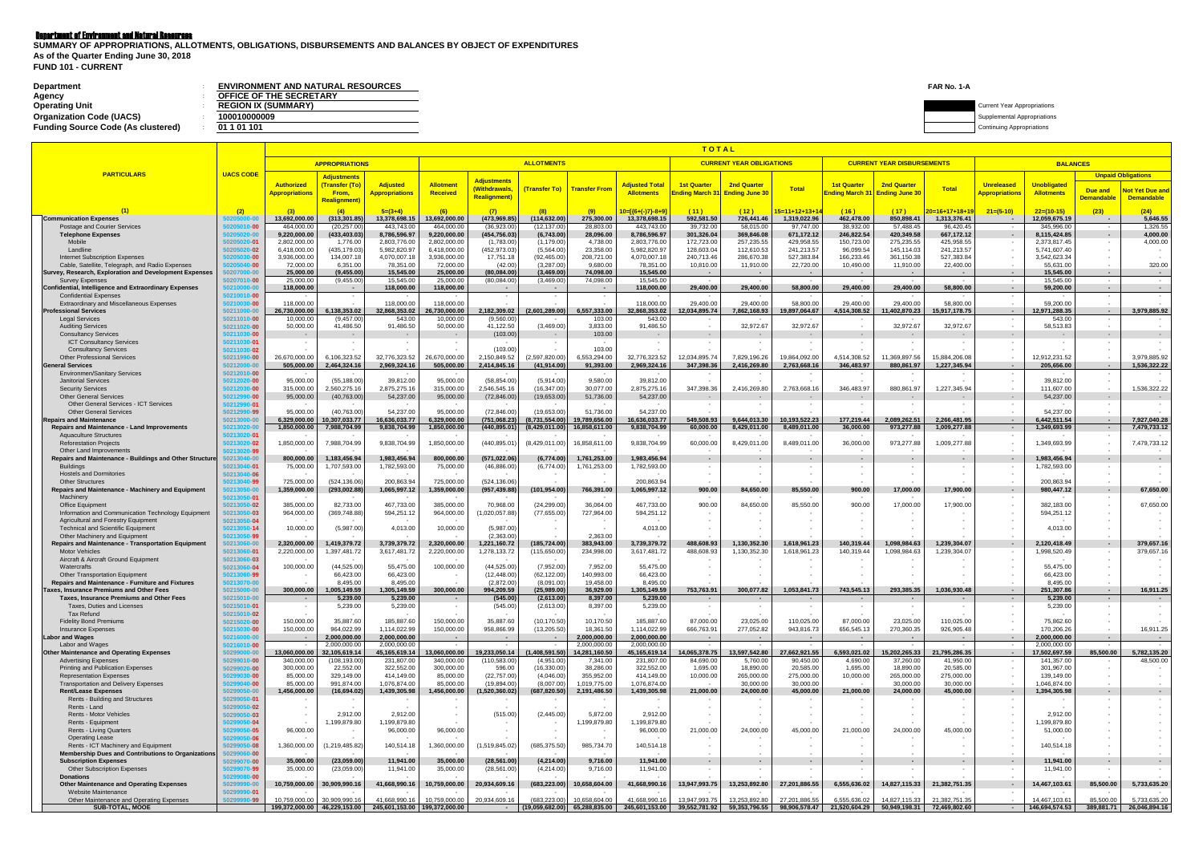Department of Environment and Natural Resources

**SUMMARY OF APPROPRIATIONS, ALLOTMENTS, OBLIGATIONS, DISBURSEMENTS AND BALANCES BY OBJECT OF EXPENDITURES**
**As of the Quarter Ending June 30, 2018**
**FUND 101 - CURRENT**

| | | |
|---|---|---|
| **Department** | : | **ENVIRONMENT AND NATURAL RESOURCES** |
| **Agency** | : | **OFFICE OF THE SECRETARY** |
| **Operating Unit** | : | **REGION IX (SUMMARY)** |
| **Organization Code (UACS)** | : | **100010000009** |
| **Funding Source Code (As clustered)** | : | **01 1 01 101** |

**FAR No. 1-A**

Current Year Appropriations
Supplemental Appropriations
Continuing Appropriations

| PARTICULARS | UACS CODE | TOTAL | | | | | | | | | | | | | | | | | | | |
|---|---|---|---|---|---|---|---|---|---|---|---|---|---|---|---|---|---|---|---|---|---|
| | | APPROPRIATIONS | | | ALLOTMENTS | | | | | CURRENT YEAR OBLIGATIONS | | | CURRENT YEAR DISBURSEMENTS | | | BALANCES | | | | | |
| | | Authorized Appropriations | Adjustments (Transfer (To) From, Realignment) | Adjusted Appropriations | Allotment Received | Adjustments (Withdrawals, Realignment) | (Transfer To) | Transfer From | Adjusted Total Allotments | 1st Quarter Ending March 31 | 2nd Quarter Ending June 30 | Total | 1st Quarter Ending March 31 | 2nd Quarter Ending June 30 | Total | Unreleased Appropriations | Unobligated Allotments | Unpaid Obligations | |
| | | | | | | | | | | | | | | | | | | Due and Demandable | Not Yet Due and Demandable |
| (1) | (2) | (3) | (4) | 5=(3+4) | (6) | (7) | (8) | (9) | 10=[(6+(-)7)-8+9] | (11) | (12) | 15=11+12+13+14 | (16) | (17) | 20=16+17+18+19 | 21=(5-10) | 22=(10-15) | (23) | (24) |
| **Communication Expenses** | 50205000-00 | 13,692,000.00 | (313,301.85) | 13,378,698.15 | 13,692,000.00 | (473,969.85) | (114,632.00) | 275,300.00 | 13,378,698.15 | 592,581.50 | 726,441.46 | 1,319,022.96 | 462,478.00 | 850,898.41 | 1,313,376.41 | - | 12,059,675.19 | - | 5,646.55 |
| Postage and Courier Services | 50205010-00 | 464,000.00 | (20,257.00) | 443,743.00 | 464,000.00 | (36,923.00) | (12,137.00) | 28,803.00 | 443,743.00 | 39,732.00 | 58,015.00 | 97,747.00 | 38,932.00 | 57,488.45 | 96,420.45 | - | 345,996.00 | - | 1,326.55 |
| **Telephone Expenses** | 50205020-00 | 9,220,000.00 | (433,403.03) | 8,786,596.97 | 9,220,000.00 | (454,756.03) | (6,743.00) | 28,096.00 | 8,786,596.97 | 301,326.04 | 369,846.08 | 671,172.12 | 246,822.54 | 420,349.58 | 667,172.12 | - | 8,115,424.85 | - | 4,000.00 |
| Mobile | 50205020-01 | 2,802,000.00 | 1,776.00 | 2,803,776.00 | 2,802,000.00 | (1,783.00) | (1,179.00) | 4,738.00 | 2,803,776.00 | 172,723.00 | 257,235.55 | 429,958.55 | 150,723.00 | 275,235.55 | 425,958.55 | - | 2,373,817.45 | - | 4,000.00 |
| Landline | 50205020-02 | 6,418,000.00 | (435,179.03) | 5,982,820.97 | 6,418,000.00 | (452,973.03) | (5,564.00) | 23,358.00 | 5,982,820.97 | 128,603.04 | 112,610.53 | 241,213.57 | 96,099.54 | 145,114.03 | 241,213.57 | - | 5,741,607.40 | - | - |
| Internet Subscription Expenses | 50205030-00 | 3,936,000.00 | 134,007.18 | 4,070,007.18 | 3,936,000.00 | 17,751.18 | (92,465.00) | 208,721.00 | 4,070,007.18 | 240,713.46 | 286,670.38 | 527,383.84 | 166,233.46 | 361,150.38 | 527,383.84 | - | 3,542,623.34 | - | - |
| Cable, Satellite, Telegraph, and Radio Expenses | 50205040-00 | 72,000.00 | 6,351.00 | 78,351.00 | 72,000.00 | (42.00) | (3,287.00) | 9,680.00 | 78,351.00 | 10,810.00 | 11,910.00 | 22,720.00 | 10,490.00 | 11,910.00 | 22,400.00 | - | 55,631.00 | - | 320.00 |
| **Survey, Research, Exploration and Development Expenses** | 50207000-00 | 25,000.00 | (9,455.00) | 15,545.00 | 25,000.00 | (80,084.00) | (3,469.00) | 74,098.00 | 15,545.00 | - | - | - | - | - | - | - | 15,545.00 | - | - |
| Survey Expenses | 50207010-00 | 25,000.00 | (9,455.00) | 15,545.00 | 25,000.00 | (80,084.00) | (3,469.00) | 74,098.00 | 15,545.00 | - | - | - | - | - | - | - | 15,545.00 | - | - |
| **Confidential, Intelligence and Extraordinary Expenses** | 50210000-00 | 118,000.00 | - | 118,000.00 | 118,000.00 | - | - | - | 118,000.00 | 29,400.00 | 29,400.00 | 58,800.00 | 29,400.00 | 29,400.00 | 58,800.00 | - | 59,200.00 | - | - |
| Confidential Expenses | 50210010-00 | - | - | - | - | - | - | - | - | - | - | - | - | - | - | - | - | - | - |
| Extraordinary and Miscellaneous Expenses | 50210030-00 | 118,000.00 | - | 118,000.00 | 118,000.00 | - | - | - | 118,000.00 | 29,400.00 | 29,400.00 | 58,800.00 | 29,400.00 | 29,400.00 | 58,800.00 | - | 59,200.00 | - | - |
| **Professional Services** | 50211000-00 | 26,730,000.00 | 6,138,353.02 | 32,868,353.02 | 26,730,000.00 | 2,182,309.02 | (2,601,289.00) | 6,557,333.00 | 32,868,353.02 | 12,034,895.74 | 7,862,168.93 | 19,897,064.67 | 4,514,308.52 | 11,402,870.23 | 15,917,178.75 | - | 12,971,288.35 | - | 3,979,885.92 |
| Legal Services | 50211010-00 | 10,000.00 | (9,457.00) | 543.00 | 10,000.00 | (9,560.00) | - | 103.00 | 543.00 | - | - | - | - | - | - | - | 543.00 | - | - |
| Auditing Services | 50211020-00 | 50,000.00 | 41,486.50 | 91,486.50 | 50,000.00 | 41,122.50 | (3,469.00) | 3,833.00 | 91,486.50 | - | 32,972.67 | 32,972.67 | - | 32,972.67 | 32,972.67 | - | 58,513.83 | - | - |
| Consultancy Services | 50211030-00 | - | - | - | - | (103.00) | - | 103.00 | - | - | - | - | - | - | - | - | - | - | - |
| ICT Consultancy Services | 50211030-01 | - | - | - | - | - | - | - | - | - | - | - | - | - | - | - | - | - | - |
| Consultancy Services | 50211030-02 | - | - | - | - | (103.00) | - | 103.00 | - | - | - | - | - | - | - | - | - | - | - |
| Other Professional Services | 50211990-00 | 26,670,000.00 | 6,106,323.52 | 32,776,323.52 | 26,670,000.00 | 2,150,849.52 | (2,597,820.00) | 6,553,294.00 | 32,776,323.52 | 12,034,895.74 | 7,829,196.26 | 19,864,092.00 | 4,514,308.52 | 11,369,897.56 | 15,884,206.08 | - | 12,912,231.52 | - | 3,979,885.92 |
| **General Services** | 50212000-00 | 505,000.00 | 2,464,324.16 | 2,969,324.16 | 505,000.00 | 2,414,845.16 | (41,914.00) | 91,393.00 | 2,969,324.16 | 347,398.36 | 2,416,269.80 | 2,763,668.16 | 346,483.97 | 880,861.97 | 1,227,345.94 | - | 205,656.00 | - | 1,536,322.22 |
| Environment/Sanitary Services | 50212010-00 | - | - | - | - | - | - | - | - | - | - | - | - | - | - | - | - | - | - |
| Janitorial Services | 50212020-00 | 95,000.00 | (55,188.00) | 39,812.00 | 95,000.00 | (58,854.00) | (5,914.00) | 9,580.00 | 39,812.00 | - | - | - | - | - | - | - | 39,812.00 | - | - |
| Security Services | 50212030-00 | 315,000.00 | 2,560,275.16 | 2,875,275.16 | 315,000.00 | 2,546,545.16 | (16,347.00) | 30,077.00 | 2,875,275.16 | 347,398.36 | 2,416,269.80 | 2,763,668.16 | 346,483.97 | 880,861.97 | 1,227,345.94 | - | 111,607.00 | - | 1,536,322.22 |
| Other General Services | 50212990-00 | 95,000.00 | (40,763.00) | 54,237.00 | 95,000.00 | (72,846.00) | (19,653.00) | 51,736.00 | 54,237.00 | - | - | - | - | - | - | - | 54,237.00 | - | - |
| Other General Services - ICT Services | 50212990-01 | - | - | - | - | - | - | - | - | - | - | - | - | - | - | - | - | - | - |
| Other General Services | 50212990-99 | 95,000.00 | (40,763.00) | 54,237.00 | 95,000.00 | (72,846.00) | (19,653.00) | 51,736.00 | 54,237.00 | - | - | - | - | - | - | - | 54,237.00 | - | - |
| **Repairs and Maintenance** | 50213000-00 | 6,329,000.00 | 10,307,033.77 | 16,636,033.77 | 6,329,000.00 | (751,068.23) | (8,731,554.00) | 19,789,656.00 | 16,636,033.77 | 549,508.93 | 9,644,013.30 | 10,193,522.23 | 177,219.44 | 2,089,262.51 | 2,266,481.95 | - | 6,442,511.54 | - | 7,927,040.28 |
| **Repairs and Maintenance - Land Improvements** | 50213020-00 | 1,850,000.00 | 7,988,704.99 | 9,838,704.99 | 1,850,000.00 | (440,895.01) | (8,429,011.00) | 16,858,611.00 | 9,838,704.99 | 60,000.00 | 8,429,011.00 | 8,489,011.00 | 36,000.00 | 973,277.88 | 1,009,277.88 | - | 1,349,693.99 | - | 7,479,733.12 |
| Aquaculture Structures | 50213020-01 | - | - | - | - | - | - | - | - | - | - | - | - | - | - | - | - | - | - |
| Reforestation Projects | 50213020-02 | 1,850,000.00 | 7,988,704.99 | 9,838,704.99 | 1,850,000.00 | (440,895.01) | (8,429,011.00) | 16,858,611.00 | 9,838,704.99 | 60,000.00 | 8,429,011.00 | 8,489,011.00 | 36,000.00 | 973,277.88 | 1,009,277.88 | - | 1,349,693.99 | - | 7,479,733.12 |
| Other Land Improvements | 50213020-99 | - | - | - | - | - | - | - | - | - | - | - | - | - | - | - | - | - | - |
| **Repairs and Maintenance - Buildings and Other Structures** | 50213040-00 | 800,000.00 | 1,183,456.94 | 1,983,456.94 | 800,000.00 | (571,022.06) | (6,774.00) | 1,761,253.00 | 1,983,456.94 | - | - | - | - | - | - | - | 1,983,456.94 | - | - |
| Buildings | 50213040-01 | 75,000.00 | 1,707,593.00 | 1,782,593.00 | 75,000.00 | (46,886.00) | (6,774.00) | 1,761,253.00 | 1,782,593.00 | - | - | - | - | - | - | - | 1,782,593.00 | - | - |
| Hostels and Dormitories | 50213040-06 | - | - | - | - | - | - | - | - | - | - | - | - | - | - | - | - | - | - |
| Other Structures | 50213040-99 | 725,000.00 | (524,136.06) | 200,863.94 | 725,000.00 | (524,136.06) | - | - | 200,863.94 | - | - | - | - | - | - | - | 200,863.94 | - | - |
| **Repairs and Maintenance - Machinery and Equipment** | 50213050-00 | 1,359,000.00 | (293,002.88) | 1,065,997.12 | 1,359,000.00 | (957,439.88) | (101,954.00) | 766,391.00 | 1,065,997.12 | 900.00 | 84,650.00 | 85,550.00 | 900.00 | 17,000.00 | 17,900.00 | - | 980,447.12 | - | 67,650.00 |
| Machinery | 50213050-01 | - | - | - | - | - | - | - | - | - | - | - | - | - | - | - | - | - | - |
| Office Equipment | 50213050-02 | 385,000.00 | 82,733.00 | 467,733.00 | 385,000.00 | 70,968.00 | (24,299.00) | 36,064.00 | 467,733.00 | 900.00 | 84,650.00 | 85,550.00 | 900.00 | 17,000.00 | 17,900.00 | - | 382,183.00 | - | 67,650.00 |
| Information and Communication Technology Equipment | 50213050-03 | 964,000.00 | (369,748.88) | 594,251.12 | 964,000.00 | (1,020,057.88) | (77,655.00) | 727,964.00 | 594,251.12 | - | - | - | - | - | - | - | 594,251.12 | - | - |
| Agricultural and Forestry Equipment | 50213050-04 | - | - | - | - | - | - | - | - | - | - | - | - | - | - | - | - | - | - |
| Technical and Scientific Equipment | 50213050-14 | 10,000.00 | (5,987.00) | 4,013.00 | 10,000.00 | (5,987.00) | - | - | 4,013.00 | - | - | - | - | - | - | - | 4,013.00 | - | - |
| Other Machinery and Equipment | 50213050-99 | - | - | - | - | (2,363.00) | - | 2,363.00 | - | - | - | - | - | - | - | - | - | - | - |
| **Repairs and Maintenance - Transportation Equipment** | 50213060-00 | 2,320,000.00 | 1,419,379.72 | 3,739,379.72 | 2,320,000.00 | 1,221,160.72 | (185,724.00) | 383,943.00 | 3,739,379.72 | 488,608.93 | 1,130,352.30 | 1,618,961.23 | 140,319.44 | 1,098,984.63 | 1,239,304.07 | - | 2,120,418.49 | - | 379,657.16 |
| Motor Vehicles | 50213060-01 | 2,220,000.00 | 1,397,481.72 | 3,617,481.72 | 2,220,000.00 | 1,278,133.72 | (115,650.00) | 234,998.00 | 3,617,481.72 | 488,608.93 | 1,130,352.30 | 1,618,961.23 | 140,319.44 | 1,098,984.63 | 1,239,304.07 | - | 1,998,520.49 | - | 379,657.16 |
| Aircraft & Aircraft Ground Equipment | 50213060-03 | - | - | - | - | - | - | - | - | - | - | - | - | - | - | - | - | - | - |
| Watercrafts | 50213060-04 | 100,000.00 | (44,525.00) | 55,475.00 | 100,000.00 | (44,525.00) | (7,952.00) | 7,952.00 | 55,475.00 | - | - | - | - | - | - | - | 55,475.00 | - | - |
| Other Transportation Equipment | 50213060-99 | - | 66,423.00 | 66,423.00 | - | (12,448.00) | (62,122.00) | 140,993.00 | 66,423.00 | - | - | - | - | - | - | - | 66,423.00 | - | - |
| **Repairs and Maintenance - Furniture and Fixtures** | 50213070-00 | - | 8,495.00 | 8,495.00 | - | (2,872.00) | (8,091.00) | 19,458.00 | 8,495.00 | - | - | - | - | - | - | - | 8,495.00 | - | - |
| **Taxes, Insurance Premiums and Other Fees** | 50215000-00 | 300,000.00 | 1,005,149.59 | 1,305,149.59 | 300,000.00 | 994,209.59 | (25,989.00) | 36,929.00 | 1,305,149.59 | 753,763.91 | 300,077.82 | 1,053,841.73 | 743,545.13 | 293,385.35 | 1,036,930.48 | - | 251,307.86 | - | 16,911.25 |
| **Taxes, Insurance Premiums and Other Fees** | 50215010-00 | - | 5,239.00 | 5,239.00 | - | (545.00) | (2,613.00) | 8,397.00 | 5,239.00 | - | - | - | - | - | - | - | 5,239.00 | - | - |
| Taxes, Duties and Licenses | 50215010-01 | - | 5,239.00 | 5,239.00 | - | (545.00) | (2,613.00) | 8,397.00 | 5,239.00 | - | - | - | - | - | - | - | 5,239.00 | - | - |
| Tax Refund | 50215010-02 | - | - | - | - | - | - | - | - | - | - | - | - | - | - | - | - | - | - |
| Fidelity Bond Premiums | 50215020-00 | 150,000.00 | 35,887.60 | 185,887.60 | 150,000.00 | 35,887.60 | (10,170.50) | 10,170.50 | 185,887.60 | 87,000.00 | 23,025.00 | 110,025.00 | 87,000.00 | 23,025.00 | 110,025.00 | - | 75,862.60 | - | - |
| Insurance Expenses | 50215030-00 | 150,000.00 | 964,022.99 | 1,114,022.99 | 150,000.00 | 958,866.99 | (13,205.50) | 18,361.50 | 1,114,022.99 | 666,763.91 | 277,052.82 | 943,816.73 | 656,545.13 | 270,360.35 | 926,905.48 | - | 170,206.26 | - | 16,911.25 |
| **Labor and Wages** | 50216000-00 | - | 2,000,000.00 | 2,000,000.00 | - | - | - | 2,000,000.00 | 2,000,000.00 | - | - | - | - | - | - | - | 2,000,000.00 | - | - |
| Labor and Wages | 50216010-00 | - | 2,000,000.00 | 2,000,000.00 | - | - | - | 2,000,000.00 | 2,000,000.00 | - | - | - | - | - | - | - | 2,000,000.00 | - | - |
| **Other Maintenance and Operating Expenses** | 50299000-00 | 13,060,000.00 | 32,105,619.14 | 45,165,619.14 | 13,060,000.00 | 19,233,050.14 | (1,408,591.50) | 14,281,160.50 | 45,165,619.14 | 14,065,378.75 | 13,597,542.80 | 27,662,921.55 | 6,593,021.02 | 15,202,265.33 | 21,795,286.35 | - | 17,502,697.59 | 85,500.00 | 5,782,135.20 |
| Advertising Expenses | 50299010-00 | 340,000.00 | (108,193.00) | 231,807.00 | 340,000.00 | (110,583.00) | (4,951.00) | 7,341.00 | 231,807.00 | 84,690.00 | 5,760.00 | 90,450.00 | 4,690.00 | 37,260.00 | 41,950.00 | - | 141,357.00 | - | 48,500.00 |
| Printing and Publication Expenses | 50299020-00 | 300,000.00 | 22,552.00 | 322,552.00 | 300,000.00 | 596.00 | (16,330.00) | 38,286.00 | 322,552.00 | 1,695.00 | 18,890.00 | 20,585.00 | 1,695.00 | 18,890.00 | 20,585.00 | - | 301,967.00 | - | - |
| Representation Expenses | 50299030-00 | 85,000.00 | 329,149.00 | 414,149.00 | 85,000.00 | (22,757.00) | (4,046.00) | 355,952.00 | 414,149.00 | 10,000.00 | 265,000.00 | 275,000.00 | 10,000.00 | 265,000.00 | 275,000.00 | - | 139,149.00 | - | - |
| Transportation and Delivery Expenses | 50299040-00 | 85,000.00 | 991,874.00 | 1,076,874.00 | 85,000.00 | (19,894.00) | (8,007.00) | 1,019,775.00 | 1,076,874.00 | - | 30,000.00 | 30,000.00 | - | 30,000.00 | 30,000.00 | - | 1,046,874.00 | - | - |
| **Rent/Lease Expenses** | 50299050-00 | 1,456,000.00 | (16,694.02) | 1,439,305.98 | 1,456,000.00 | (1,520,360.02) | (687,820.50) | 2,191,486.50 | 1,439,305.98 | 21,000.00 | 24,000.00 | 45,000.00 | 21,000.00 | 24,000.00 | 45,000.00 | - | 1,394,305.98 | - | - |
| Rents - Building and Structures | 50299050-01 | - | - | - | - | - | - | - | - | - | - | - | - | - | - | - | - | - | - |
| Rents - Land | 50299050-02 | - | - | - | - | - | - | - | - | - | - | - | - | - | - | - | - | - | - |
| Rents - Motor Vehicles | 50299050-03 | - | 2,912.00 | 2,912.00 | - | (515.00) | (2,445.00) | 5,872.00 | 2,912.00 | - | - | - | - | - | - | - | 2,912.00 | - | - |
| Rents - Equipment | 50299050-04 | - | 1,199,879.80 | 1,199,879.80 | - | - | - | 1,199,879.80 | 1,199,879.80 | - | - | - | - | - | - | - | 1,199,879.80 | - | - |
| Rents - Living Quarters | 50299050-05 | 96,000.00 | - | 96,000.00 | 96,000.00 | - | - | - | 96,000.00 | 21,000.00 | 24,000.00 | 45,000.00 | 21,000.00 | 24,000.00 | 45,000.00 | - | 51,000.00 | - | - |
| Operating Lease | 50299050-06 | - | - | - | - | - | - | - | - | - | - | - | - | - | - | - | - | - | - |
| Rents - ICT Machinery and Equipment | 50299050-08 | 1,360,000.00 | (1,219,485.82) | 140,514.18 | 1,360,000.00 | (1,519,845.02) | (685,375.50) | 985,734.70 | 140,514.18 | - | - | - | - | - | - | - | 140,514.18 | - | - |
| **Membership Dues and Contributions to Organizations** | 50299060-00 | - | - | - | - | - | - | - | - | - | - | - | - | - | - | - | - | - | - |
| **Subscription Expenses** | 50299070-00 | 35,000.00 | (23,059.00) | 11,941.00 | 35,000.00 | (28,561.00) | (4,214.00) | 9,716.00 | 11,941.00 | - | - | - | - | - | - | - | 11,941.00 | - | - |
| Other Subscription Expenses | 50299070-99 | 35,000.00 | (23,059.00) | 11,941.00 | 35,000.00 | (28,561.00) | (4,214.00) | 9,716.00 | 11,941.00 | - | - | - | - | - | - | - | 11,941.00 | - | - |
| **Donations** | 50299080-00 | - | - | - | - | - | - | - | - | - | - | - | - | - | - | - | - | - | - |
| **Other Maintenance and Operating Expenses** | 50299990-00 | 10,759,000.00 | 30,909,990.16 | 41,668,990.16 | 10,759,000.00 | 20,934,609.16 | (683,223.00) | 10,658,604.00 | 41,668,990.16 | 13,947,993.75 | 13,253,892.80 | 27,201,886.55 | 6,555,636.02 | 14,827,115.33 | 21,382,751.35 | - | 14,467,103.61 | 85,500.00 | 5,733,635.20 |
| Website Maintenance | 50299990-01 | - | - | - | - | - | - | - | - | - | - | - | - | - | - | - | - | - | - |
| Other Maintenance and Operating Expenses | 50299990-99 | 10,759,000.00 | 30,909,990.16 | 41,668,990.16 | 10,759,000.00 | 20,934,609.16 | (683,223.00) | 10,658,604.00 | 41,668,990.16 | 13,947,993.75 | 13,253,892.80 | 27,201,886.55 | 6,555,636.02 | 14,827,115.33 | 21,382,751.35 | - | 14,467,103.61 | 85,500.00 | 5,733,635.20 |
| **SUB-TOTAL, MOOE** | | 199,372,000.00 | 46,229,153.00 | 245,601,153.00 | 199,372,000.00 | - | (19,059,682.00) | 65,288,835.00 | 245,601,153.00 | 39,552,781.92 | 59,353,796.55 | 98,906,578.47 | 21,520,604.29 | 50,949,198.31 | 72,469,802.60 | - | 146,694,574.53 | 389,881.71 | 26,046,894.16 |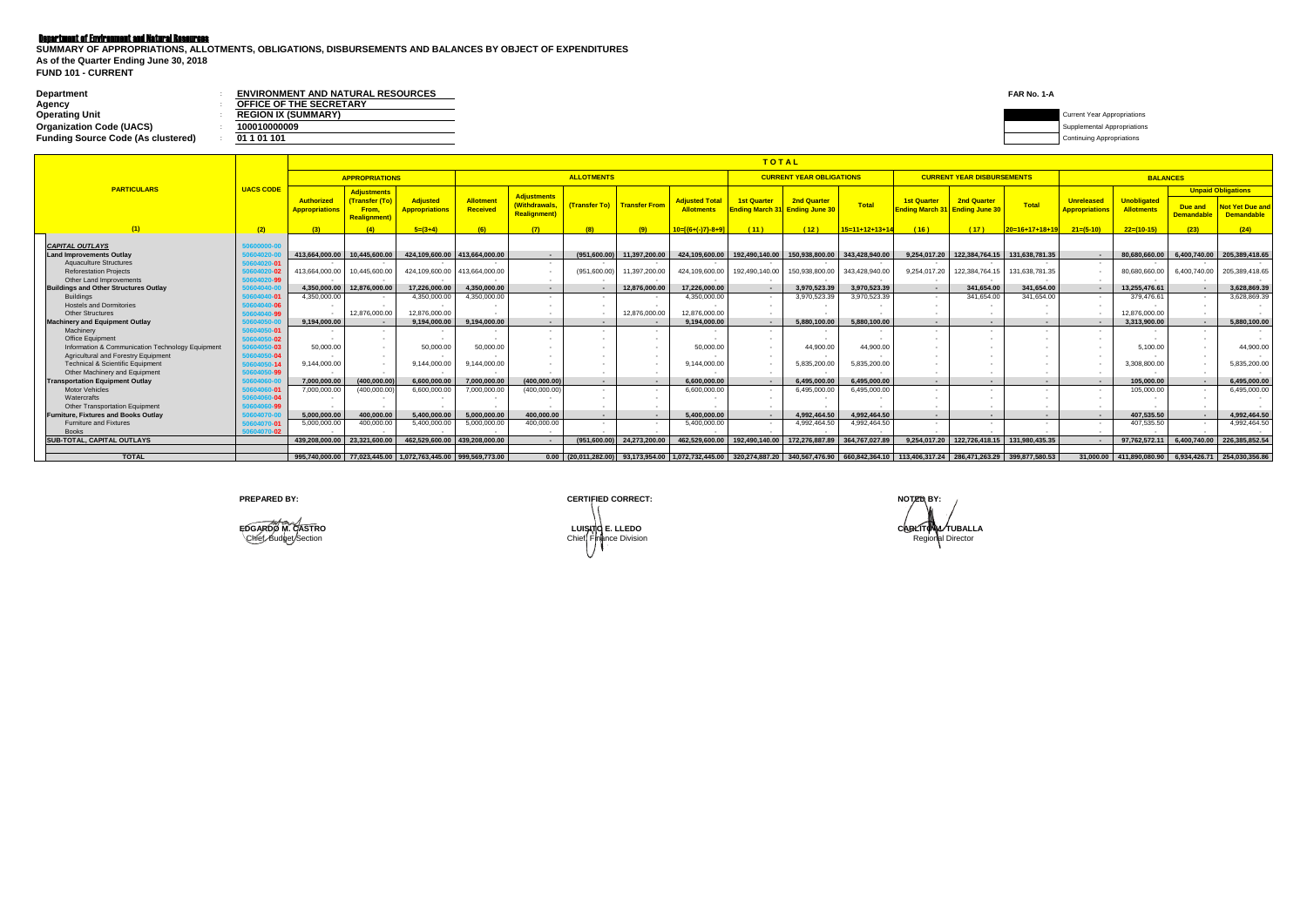Department of Environment and Natural Resources

**SUMMARY OF APPROPRIATIONS, ALLOTMENTS, OBLIGATIONS, DISBURSEMENTS AND BALANCES BY OBJECT OF EXPENDITURES**
**As of the Quarter Ending June 30, 2018**
**FUND 101 - CURRENT**

FAR No. 1-A

| | | |
|---|---|---|
| **Department** | : | **ENVIRONMENT AND NATURAL RESOURCES** |
| **Agency** | : | **OFFICE OF THE SECRETARY** |
| **Operating Unit** | : | **REGION IX (SUMMARY)** |
| **Organization Code (UACS)** | : | **100010000009** |
| **Funding Source Code (As clustered)** | : | **01 1 01 101** |

Current Year Appropriations
Supplemental Appropriations
Continuing Appropriations

| PARTICULARS | UACS CODE | TOTAL | | | | | | | | | | | | | | | | | | | |
|---|---|---|---|---|---|---|---|---|---|---|---|---|---|---|---|---|---|---|---|---|---|
| | | APPROPRIATIONS | | | ALLOTMENTS | | | | | CURRENT YEAR OBLIGATIONS | | | CURRENT YEAR DISBURSEMENTS | | | BALANCES | | | |
| | | Authorized Appropriations | Adjustments (Transfer (To) From, Realignment) | Adjusted Appropriations | Allotment Received | Adjustments (Withdrawals, Realignment) | (Transfer To) | Transfer From | Adjusted Total Allotments | 1st Quarter Ending March 31 | 2nd Quarter Ending June 30 | Total | 1st Quarter Ending March 31 | 2nd Quarter Ending June 30 | Total | Unreleased Appropriations | Unobligated Allotments | Unpaid Obligations: Due and Demandable | Unpaid Obligations: Not Yet Due and Demandable |
| (1) | (2) | (3) | (4) | 5=(3+4) | (6) | (7) | (8) | (9) | 10=[(6+(-)7)-8+9] | (11) | (12) | 15=11+12+13+14 | (16) | (17) | 20=16+17+18+19 | 21=(5-10) | 22=(10-15) | (23) | (24) |
| ***CAPITAL OUTLAYS*** | 50600000-00 | | | | | | | | | | | | | | | | | | |
| **Land Improvements Outlay** | 50602020-00 | 413,664,000.00 | 10,445,600.00 | 424,109,600.00 | 413,664,000.00 | - | (951,600.00) | 11,397,200.00 | 424,109,600.00 | 192,490,140.00 | 150,938,800.00 | 343,428,940.00 | 9,254,017.20 | 122,384,764.15 | 131,638,781.35 | - | 80,680,660.00 | 6,400,740.00 | 205,389,418.65 |
| Aquaculture Structures | 50604020-01 | - | - | - | - | - | - | - | - | - | - | - | - | - | - | - | - | - | - |
| Reforestation Projects | 50604020-02 | 413,664,000.00 | 10,445,600.00 | 424,109,600.00 | 413,664,000.00 | - | (951,600.00) | 11,397,200.00 | 424,109,600.00 | 192,490,140.00 | 150,938,800.00 | 343,428,940.00 | 9,254,017.20 | 122,384,764.15 | 131,638,781.35 | - | 80,680,660.00 | 6,400,740.00 | 205,389,418.65 |
| Other Land Improvements | 50604020-99 | - | - | - | - | - | - | - | - | - | - | - | - | - | - | - | - | - | - |
| **Buildings and Other Structures Outlay** | 50604040-00 | 4,350,000.00 | 12,876,000.00 | 17,226,000.00 | 4,350,000.00 | - | - | 12,876,000.00 | 17,226,000.00 | - | 3,970,523.39 | 3,970,523.39 | - | 341,654.00 | 341,654.00 | - | 13,255,476.61 | - | 3,628,869.39 |
| Buildings | 50604040-01 | 4,350,000.00 | - | 4,350,000.00 | 4,350,000.00 | - | - | - | 4,350,000.00 | - | 3,970,523.39 | 3,970,523.39 | - | 341,654.00 | 341,654.00 | - | 379,476.61 | - | 3,628,869.39 |
| Hostels and Dormitories | 50604040-06 | - | - | - | - | - | - | - | - | - | - | - | - | - | - | - | - | - | - |
| Other Structures | 50604040-99 | - | 12,876,000.00 | 12,876,000.00 | - | - | - | 12,876,000.00 | 12,876,000.00 | - | - | - | - | - | - | - | 12,876,000.00 | - | - |
| **Machinery and Equipment Outlay** | 50604050-00 | 9,194,000.00 | - | 9,194,000.00 | 9,194,000.00 | - | - | - | 9,194,000.00 | - | 5,880,100.00 | 5,880,100.00 | - | - | - | - | 3,313,900.00 | - | 5,880,100.00 |
| Machinery | 50604050-01 | - | - | - | - | - | - | - | - | - | - | - | - | - | - | - | - | - | - |
| Office Equipment | 50604050-02 | - | - | - | - | - | - | - | - | - | - | - | - | - | - | - | - | - | - |
| Information & Communication Technology Equipment | 50604050-03 | 50,000.00 | - | 50,000.00 | 50,000.00 | - | - | - | 50,000.00 | - | 44,900.00 | 44,900.00 | - | - | - | - | 5,100.00 | - | 44,900.00 |
| Agricultural and Forestry Equipment | 50604050-04 | - | - | - | - | - | - | - | - | - | - | - | - | - | - | - | - | - | - |
| Technical & Scientific Equipment | 50604050-14 | 9,144,000.00 | - | 9,144,000.00 | 9,144,000.00 | - | - | - | 9,144,000.00 | - | 5,835,200.00 | 5,835,200.00 | - | - | - | - | 3,308,800.00 | - | 5,835,200.00 |
| Other Machinery and Equipment | 50604050-99 | - | - | - | - | - | - | - | - | - | - | - | - | - | - | - | - | - | - |
| **Transportation Equipment Outlay** | 50604060-00 | 7,000,000.00 | (400,000.00) | 6,600,000.00 | 7,000,000.00 | (400,000.00) | - | - | 6,600,000.00 | - | 6,495,000.00 | 6,495,000.00 | - | - | - | - | 105,000.00 | - | 6,495,000.00 |
| Motor Vehicles | 50604060-01 | 7,000,000.00 | (400,000.00) | 6,600,000.00 | 7,000,000.00 | (400,000.00) | - | - | 6,600,000.00 | - | 6,495,000.00 | 6,495,000.00 | - | - | - | - | 105,000.00 | - | 6,495,000.00 |
| Watercrafts | 50604060-04 | - | - | - | - | - | - | - | - | - | - | - | - | - | - | - | - | - | - |
| Other Transportation Equipment | 50604060-99 | - | - | - | - | - | - | - | - | - | - | - | - | - | - | - | - | - | - |
| **Furniture, Fixtures and Books Outlay** | 50604070-00 | 5,000,000.00 | 400,000.00 | 5,400,000.00 | 5,000,000.00 | 400,000.00 | - | - | 5,400,000.00 | - | 4,992,464.50 | 4,992,464.50 | - | - | - | - | 407,535.50 | - | 4,992,464.50 |
| Furniture and Fixtures | 50604070-01 | 5,000,000.00 | 400,000.00 | 5,400,000.00 | 5,000,000.00 | 400,000.00 | - | - | 5,400,000.00 | - | 4,992,464.50 | 4,992,464.50 | - | - | - | - | 407,535.50 | - | 4,992,464.50 |
| Books | 50604070-02 | - | - | - | - | - | - | - | - | - | - | - | - | - | - | - | - | - | - |
| **SUB-TOTAL, CAPITAL OUTLAYS** | | 439,208,000.00 | 23,321,600.00 | 462,529,600.00 | 439,208,000.00 | - | (951,600.00) | 24,273,200.00 | 462,529,600.00 | 192,490,140.00 | 172,276,887.89 | 364,767,027.89 | 9,254,017.20 | 122,726,418.15 | 131,980,435.35 | - | 97,762,572.11 | 6,400,740.00 | 226,385,852.54 |
| **TOTAL** | | 995,740,000.00 | 77,023,445.00 | 1,072,763,445.00 | 999,569,773.00 | 0.00 | (20,011,282.00) | 93,173,954.00 | 1,072,732,445.00 | 320,274,887.20 | 340,567,476.90 | 660,842,364.10 | 113,406,317.24 | 286,471,263.29 | 399,877,580.53 | 31,000.00 | 411,890,080.90 | 6,934,426.71 | 254,030,356.86 |

**PREPARED BY:**

**EDGARDO M. CASTRO**
Chief, Budget Section

**CERTIFIED CORRECT:**

**LUISITO E. LLEDO**
Chief, Finance Division

**NOTED BY:**

**CARLITO A. TUBALLA**
Regional Director